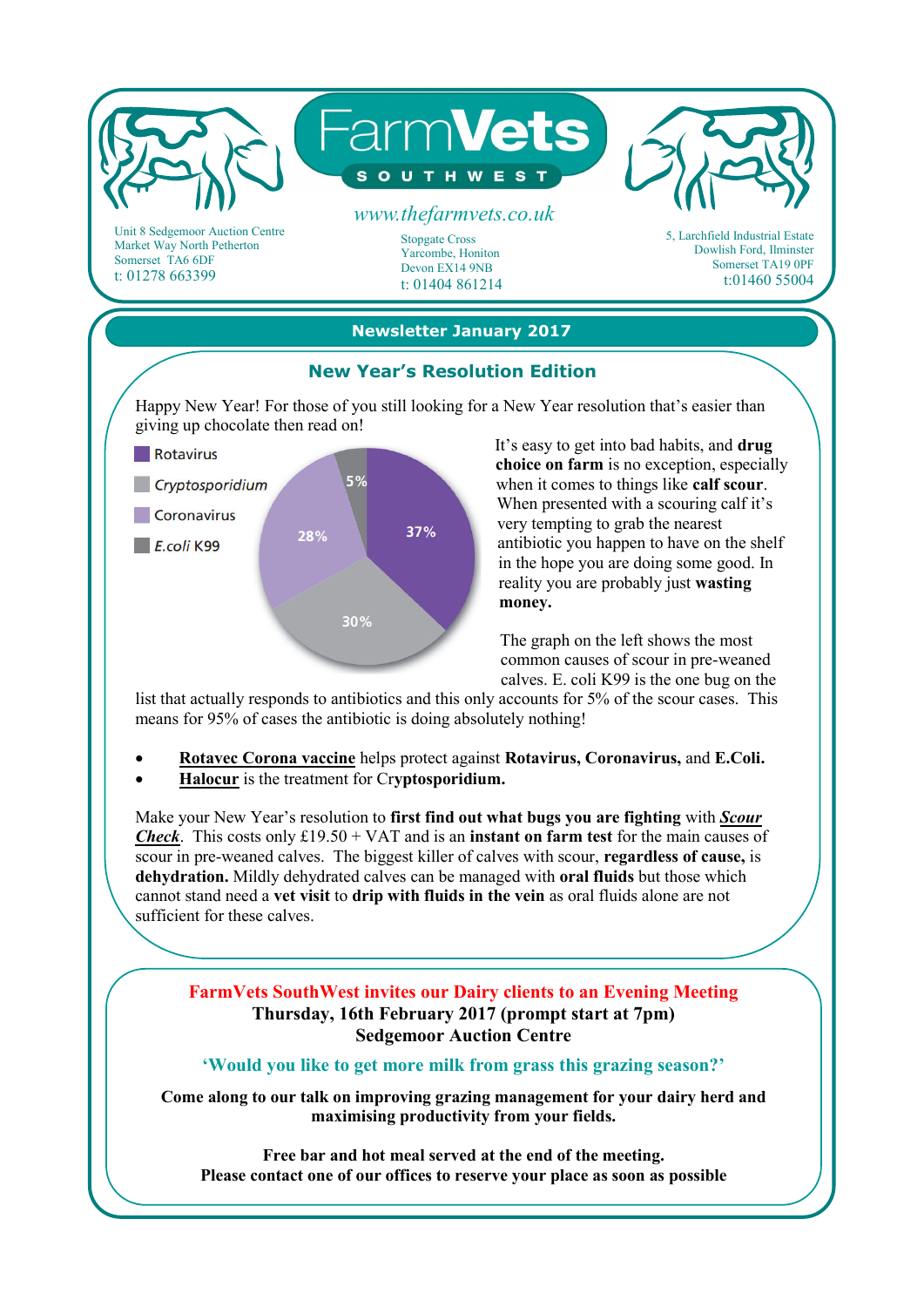# FarmVets SOUTHWEST

www.thefarmvets.co.uk

Unit 8 Sedgemoor Auction Centre
Market Way North Petherton
Somerset TA6 6DF
t: 01278 663399

Stopgate Cross
Yarcombe, Honiton
Devon EX14 9NB
t: 01404 861214

5, Larchfield Industrial Estate
Dowlish Ford, Ilminster
Somerset TA19 0PF
t:01460 55004

## Newsletter January 2017

### New Year's Resolution Edition

Happy New Year! For those of you still looking for a New Year resolution that's easier than giving up chocolate then read on!

- Rotavirus: 37%
- *Cryptosporidium*: 30%
- Coronavirus: 28%
- *E.coli* K99: 5%

It's easy to get into bad habits, and **drug choice on farm** is no exception, especially when it comes to things like **calf scour**. When presented with a scouring calf it's very tempting to grab the nearest antibiotic you happen to have on the shelf in the hope you are doing some good. In reality you are probably just **wasting money.**

The graph on the left shows the most common causes of scour in pre-weaned calves. E. coli K99 is the one bug on the list that actually responds to antibiotics and this only accounts for 5% of the scour cases. This means for 95% of cases the antibiotic is doing absolutely nothing!

- **Rotavec Corona vaccine** helps protect against **Rotavirus, Coronavirus,** and **E.Coli.**
- **Halocur** is the treatment for **Cryptosporidium.**

Make your New Year's resolution to **first find out what bugs you are fighting** with ***Scour Check***. This costs only £19.50 + VAT and is an **instant on farm test** for the main causes of scour in pre-weaned calves. The biggest killer of calves with scour, **regardless of cause,** is **dehydration.** Mildly dehydrated calves can be managed with **oral fluids** but those which cannot stand need a **vet visit** to **drip with fluids in the vein** as oral fluids alone are not sufficient for these calves.

**FarmVets SouthWest invites our Dairy clients to an Evening Meeting**
**Thursday, 16th February 2017 (prompt start at 7pm)**
**Sedgemoor Auction Centre**

**'Would you like to get more milk from grass this grazing season?'**

**Come along to our talk on improving grazing management for your dairy herd and maximising productivity from your fields.**

**Free bar and hot meal served at the end of the meeting.**
**Please contact one of our offices to reserve your place as soon as possible**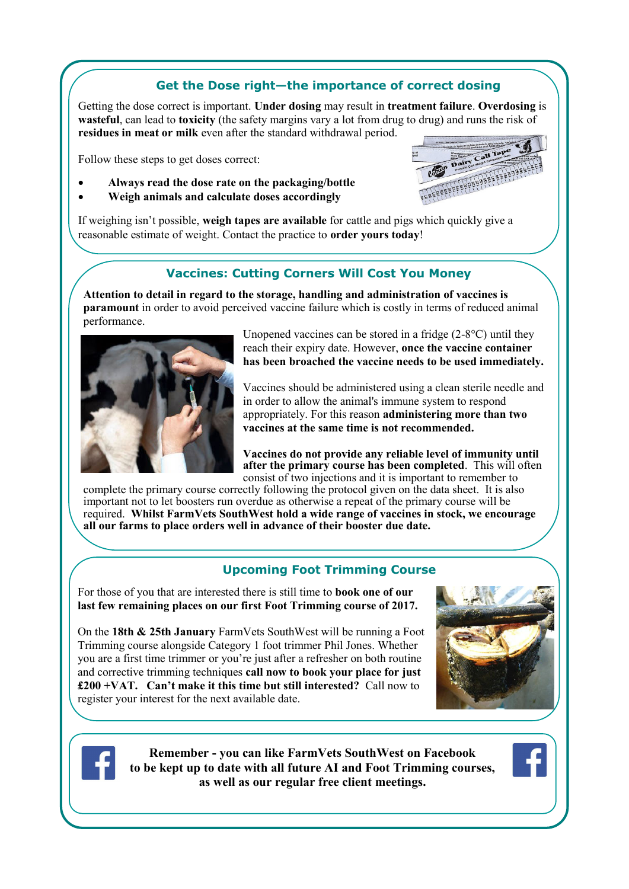## Get the Dose right—the importance of correct dosing

Getting the dose correct is important. **Under dosing** may result in **treatment failure**. **Overdosing** is **wasteful**, can lead to **toxicity** (the safety margins vary a lot from drug to drug) and runs the risk of **residues in meat or milk** even after the standard withdrawal period.

Follow these steps to get doses correct:

- **Always read the dose rate on the packaging/bottle**
- **Weigh animals and calculate doses accordingly**

If weighing isn't possible, **weigh tapes are available** for cattle and pigs which quickly give a reasonable estimate of weight. Contact the practice to **order yours today**!

## Vaccines: Cutting Corners Will Cost You Money

**Attention to detail in regard to the storage, handling and administration of vaccines is paramount** in order to avoid perceived vaccine failure which is costly in terms of reduced animal performance.

Unopened vaccines can be stored in a fridge (2-8°C) until they reach their expiry date. However, **once the vaccine container has been broached the vaccine needs to be used immediately.**

Vaccines should be administered using a clean sterile needle and in order to allow the animal's immune system to respond appropriately. For this reason **administering more than two vaccines at the same time is not recommended.**

**Vaccines do not provide any reliable level of immunity until after the primary course has been completed**. This will often consist of two injections and it is important to remember to complete the primary course correctly following the protocol given on the data sheet. It is also important not to let boosters run overdue as otherwise a repeat of the primary course will be required. **Whilst FarmVets SouthWest hold a wide range of vaccines in stock, we encourage all our farms to place orders well in advance of their booster due date.**

## Upcoming Foot Trimming Course

For those of you that are interested there is still time to **book one of our last few remaining places on our first Foot Trimming course of 2017.**

On the **18th & 25th January** FarmVets SouthWest will be running a Foot Trimming course alongside Category 1 foot trimmer Phil Jones. Whether you are a first time trimmer or you're just after a refresher on both routine and corrective trimming techniques **call now to book your place for just £200 +VAT. Can't make it this time but still interested?** Call now to register your interest for the next available date.

**Remember - you can like FarmVets SouthWest on Facebook to be kept up to date with all future AI and Foot Trimming courses, as well as our regular free client meetings.**